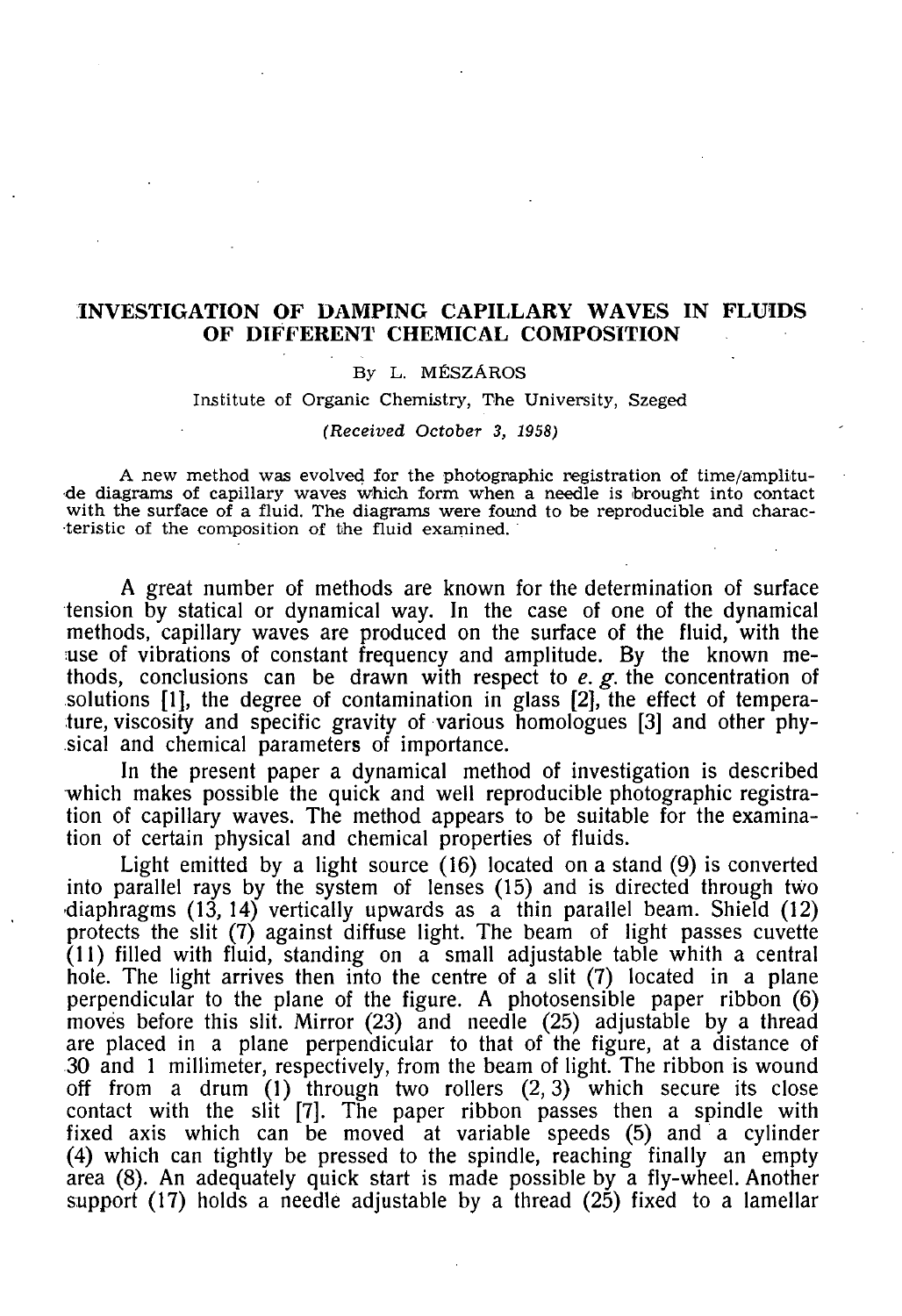# INVESTIGATION OF DAMPING CAPILLARY WAVES IN FLUIDS OF DIFFERENT CHEMICAL COMPOSITION

By L. MÉSZÁROS

Institute of Organic Chemistry, The University, Szeged

*(Received October 3, 1958)*

A new method was evolved for the photographic registration of time/amplitude diagrams of capillary waves which form when a needle is brought into contact with the surface of a fluid. The diagrams were found to be reproducible and characteristic of the composition of the fluid examined.

A great number of methods are known for the determination of surface tension by statical or dynamical way. In the case of one of the dynamical methods, capillary waves are produced on the surface of the fluid, with the use of vibrations of constant frequency and amplitude. By the known methods, conclusions can be drawn with respect to *e. g.* the concentration of solutions [1], the degree of contamination in glass [2], the effect of temperature, viscosity and specific gravity of various homologues [3] and other physical and chemical parameters of importance.

In the present paper a dynamical method of investigation is described which makes possible the quick and well reproducible photographic registration of capillary waves. The method appears to be suitable for the examination of certain physical and chemical properties of fluids.

Light emitted by a light source (16) located on a stand (9) is converted into parallel rays by the system of lenses (15) and is directed through two diaphragms (13, 14) vertically upwards as a thin parallel beam. Shield (12) protects the slit (7) against diffuse light. The beam of light passes cuvette (11) filled with fluid, standing on a small adjustable table whith a central hole. The light arrives then into the centre of a slit (7) located in a plane perpendicular to the plane of the figure. A photosensible paper ribbon (6) moves before this slit. Mirror (23) and needle (25) adjustable by a thread are placed in a plane perpendicular to that of the figure, at a distance of 30 and 1 millimeter, respectively, from the beam of light. The ribbon is wound off from a drum (1) through two rollers (2, 3) which secure its close contact with the slit [7]. The paper ribbon passes then a spindle with fixed axis which can be moved at variable speeds (5) and a cylinder (4) which can tightly be pressed to the spindle, reaching finally an empty area (8). An adequately quick start is made possible by a fly-wheel. Another support (17) holds a needle adjustable by a thread (25) fixed to a lamellar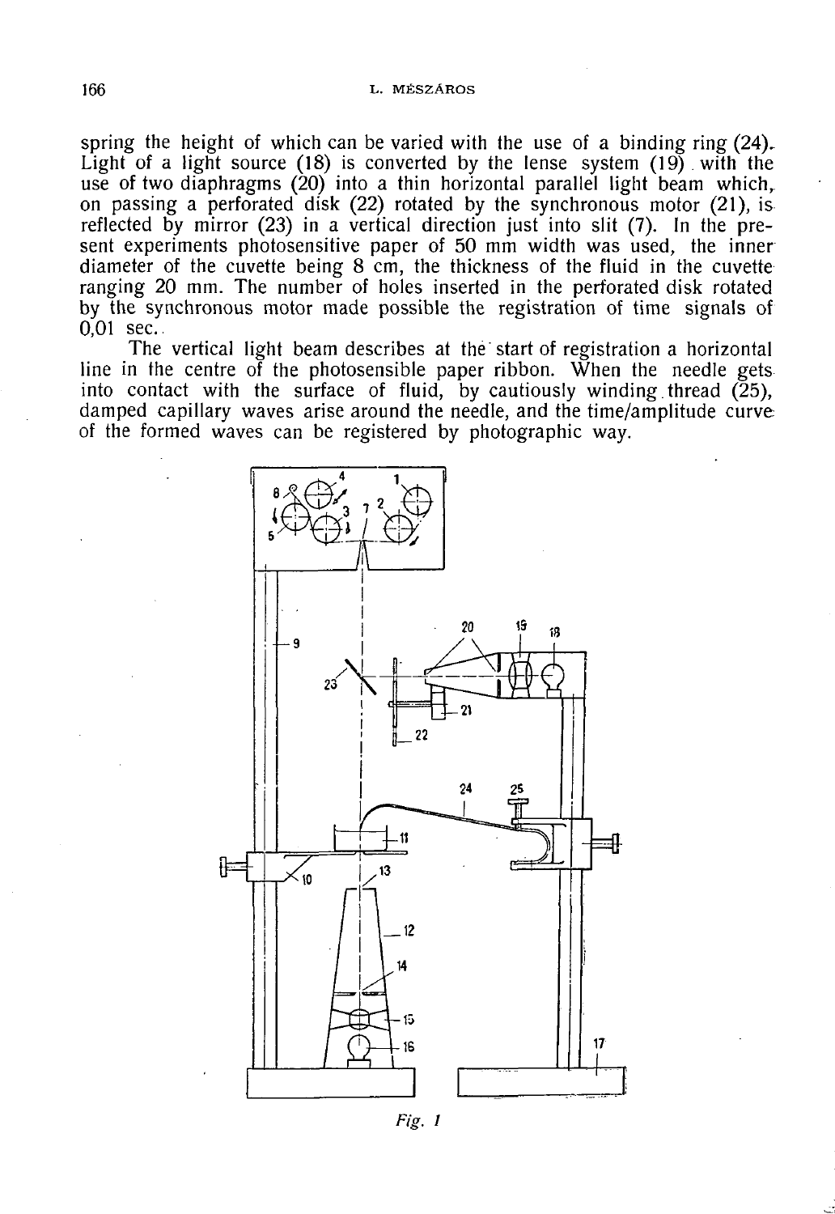spring the height of which can be varied with the use of a binding ring (24). Light of a light source (18) is converted by the lense system (19) with the use of two diaphragms (20) into a thin horizontal parallel light beam which, on passing a perforated disk (22) rotated by the synchronous motor (21), is reflected by mirror (23) in a vertical direction just into slit (7). In the present experiments photosensitive paper of 50 mm width was used, the inner diameter of the cuvette being 8 cm, the thickness of the fluid in the cuvette ranging 20 mm. The number of holes inserted in the perforated disk rotated by the synchronous motor made possible the registration of time signals of 0,01 sec.

The vertical light beam describes at the start of registration a horizontal line in the centre of the photosensible paper ribbon. When the needle gets into contact with the surface of fluid, by cautiously winding thread (25), damped capillary waves arise around the needle, and the time/amplitude curve of the formed waves can be registered by photographic way.

*Fig. 1*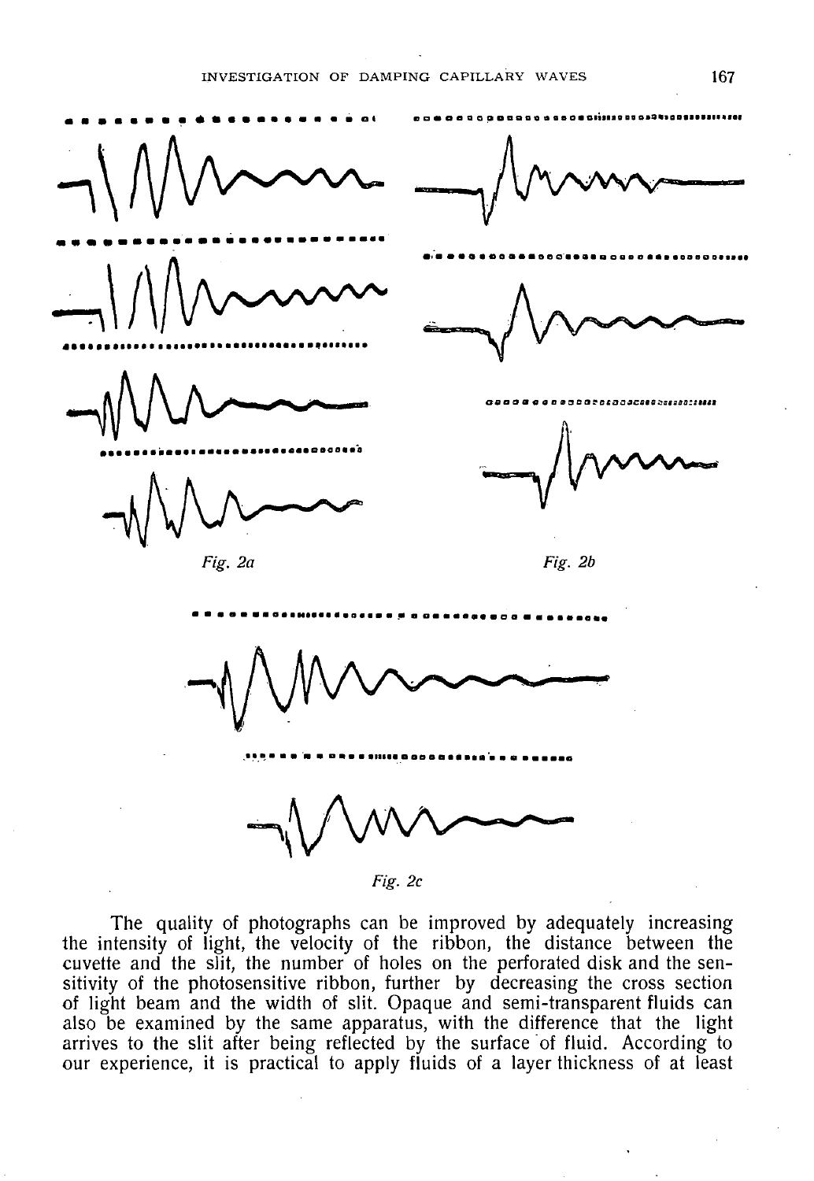*Fig. 2a*

*Fig. 2b*

*Fig. 2c*

The quality of photographs can be improved by adequately increasing the intensity of light, the velocity of the ribbon, the distance between the cuvette and the slit, the number of holes on the perforated disk and the sensitivity of the photosensitive ribbon, further by decreasing the cross section of light beam and the width of slit. Opaque and semi-transparent fluids can also be examined by the same apparatus, with the difference that the light arrives to the slit after being reflected by the surface of fluid. According to our experience, it is practical to apply fluids of a layer thickness of at least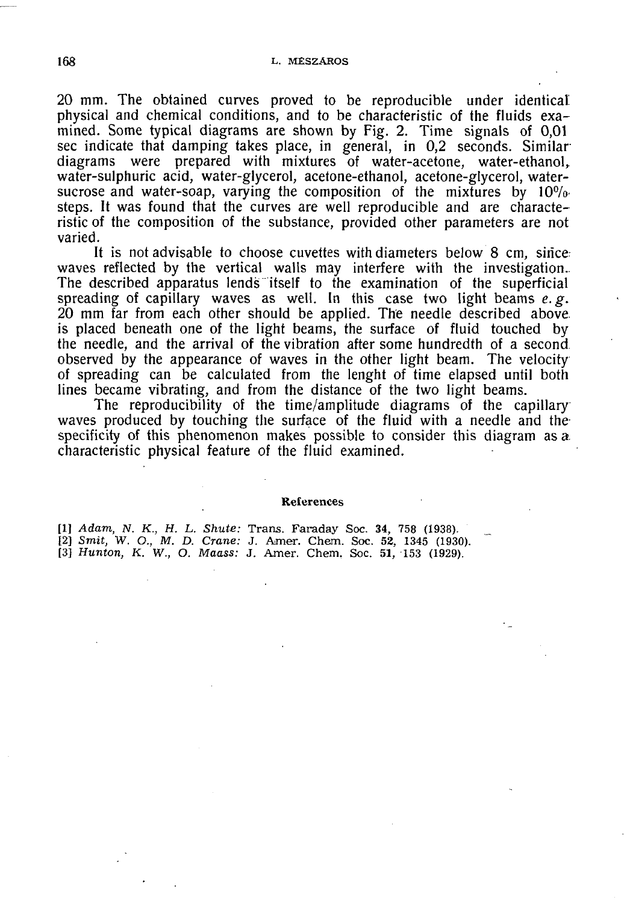20 mm. The obtained curves proved to be reproducible under identical physical and chemical conditions, and to be characteristic of the fluids examined. Some typical diagrams are shown by Fig. 2. Time signals of 0,01 sec indicate that damping takes place, in general, in 0,2 seconds. Similar diagrams were prepared with mixtures of water-acetone, water-ethanol, water-sulphuric acid, water-glycerol, acetone-ethanol, acetone-glycerol, water-sucrose and water-soap, varying the composition of the mixtures by 10% steps. It was found that the curves are well reproducible and are characteristic of the composition of the substance, provided other parameters are not varied.

It is not advisable to choose cuvettes with diameters below 8 cm, since waves reflected by the vertical walls may interfere with the investigation. The described apparatus lends itself to the examination of the superficial spreading of capillary waves as well. In this case two light beams *e.g.* 20 mm far from each other should be applied. The needle described above is placed beneath one of the light beams, the surface of fluid touched by the needle, and the arrival of the vibration after some hundredth of a second observed by the appearance of waves in the other light beam. The velocity of spreading can be calculated from the lenght of time elapsed until both lines became vibrating, and from the distance of the two light beams.

The reproducibility of the time/amplitude diagrams of the capillary waves produced by touching the surface of the fluid with a needle and the specificity of this phenomenon makes possible to consider this diagram as a characteristic physical feature of the fluid examined.

## References

[1] *Adam, N. K., H. L. Shute:* Trans. Faraday Soc. **34**, 758 (1938).
[2] *Smit, W. O., M. D. Crane:* J. Amer. Chem. Soc. **52**, 1345 (1930).
[3] *Hunton, K. W., O. Maass:* J. Amer. Chem. Soc. **51**, 153 (1929).